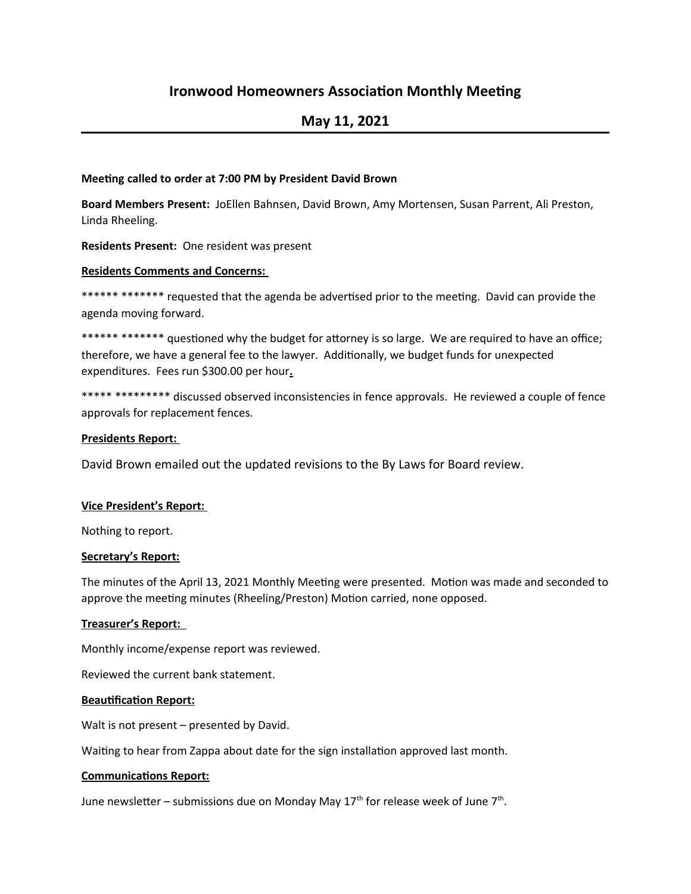# Ironwood Homeowners Association Monthly Meeting

## May 11, 2021

**Meeting called to order at 7:00 PM by President David Brown**

**Board Members Present:** JoEllen Bahnsen, David Brown, Amy Mortensen, Susan Parrent, Ali Preston, Linda Rheeling.

**Residents Present:** One resident was present

**Residents Comments and Concerns:**

****** ******* requested that the agenda be advertised prior to the meeting. David can provide the agenda moving forward.

****** ******* questioned why the budget for attorney is so large. We are required to have an office; therefore, we have a general fee to the lawyer. Additionally, we budget funds for unexpected expenditures. Fees run $300.00 per hour**.**

***** ********* discussed observed inconsistencies in fence approvals. He reviewed a couple of fence approvals for replacement fences.

**Presidents Report:**

David Brown emailed out the updated revisions to the By Laws for Board review.

**Vice President's Report:**

Nothing to report.

**Secretary's Report:**

The minutes of the April 13, 2021 Monthly Meeting were presented. Motion was made and seconded to approve the meeting minutes (Rheeling/Preston) Motion carried, none opposed.

**Treasurer's Report:**

Monthly income/expense report was reviewed.

Reviewed the current bank statement.

**Beautification Report:**

Walt is not present – presented by David.

Waiting to hear from Zappa about date for the sign installation approved last month.

**Communications Report:**

June newsletter – submissions due on Monday May 17th for release week of June 7th.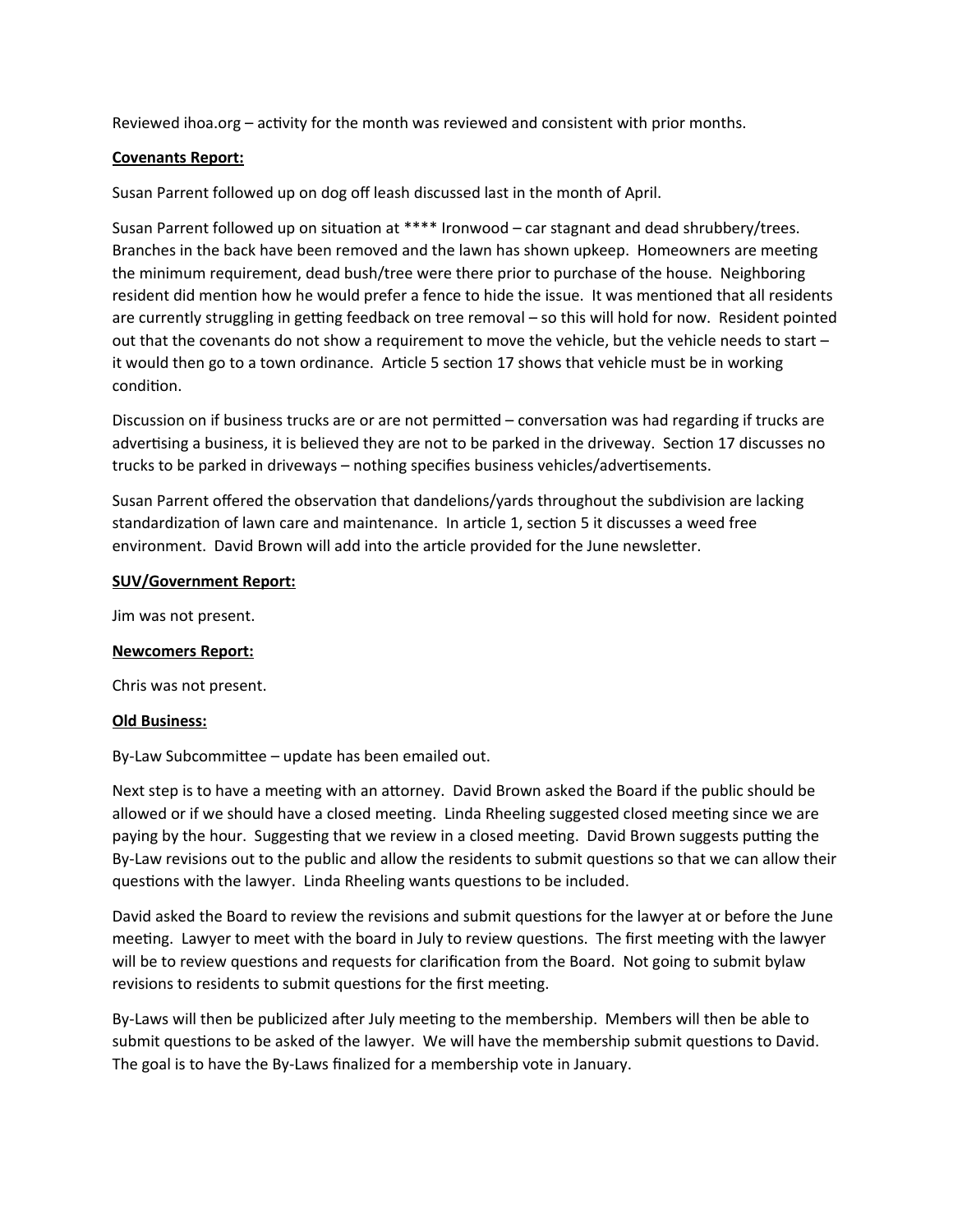Reviewed ihoa.org – activity for the month was reviewed and consistent with prior months.

**Covenants Report:**

Susan Parrent followed up on dog off leash discussed last in the month of April.

Susan Parrent followed up on situation at **** Ironwood – car stagnant and dead shrubbery/trees. Branches in the back have been removed and the lawn has shown upkeep. Homeowners are meeting the minimum requirement, dead bush/tree were there prior to purchase of the house. Neighboring resident did mention how he would prefer a fence to hide the issue. It was mentioned that all residents are currently struggling in getting feedback on tree removal – so this will hold for now. Resident pointed out that the covenants do not show a requirement to move the vehicle, but the vehicle needs to start – it would then go to a town ordinance. Article 5 section 17 shows that vehicle must be in working condition.

Discussion on if business trucks are or are not permitted – conversation was had regarding if trucks are advertising a business, it is believed they are not to be parked in the driveway. Section 17 discusses no trucks to be parked in driveways – nothing specifies business vehicles/advertisements.

Susan Parrent offered the observation that dandelions/yards throughout the subdivision are lacking standardization of lawn care and maintenance. In article 1, section 5 it discusses a weed free environment. David Brown will add into the article provided for the June newsletter.

**SUV/Government Report:**

Jim was not present.

**Newcomers Report:**

Chris was not present.

**Old Business:**

By-Law Subcommittee – update has been emailed out.

Next step is to have a meeting with an attorney. David Brown asked the Board if the public should be allowed or if we should have a closed meeting. Linda Rheeling suggested closed meeting since we are paying by the hour. Suggesting that we review in a closed meeting. David Brown suggests putting the By-Law revisions out to the public and allow the residents to submit questions so that we can allow their questions with the lawyer. Linda Rheeling wants questions to be included.

David asked the Board to review the revisions and submit questions for the lawyer at or before the June meeting. Lawyer to meet with the board in July to review questions. The first meeting with the lawyer will be to review questions and requests for clarification from the Board. Not going to submit bylaw revisions to residents to submit questions for the first meeting.

By-Laws will then be publicized after July meeting to the membership. Members will then be able to submit questions to be asked of the lawyer. We will have the membership submit questions to David. The goal is to have the By-Laws finalized for a membership vote in January.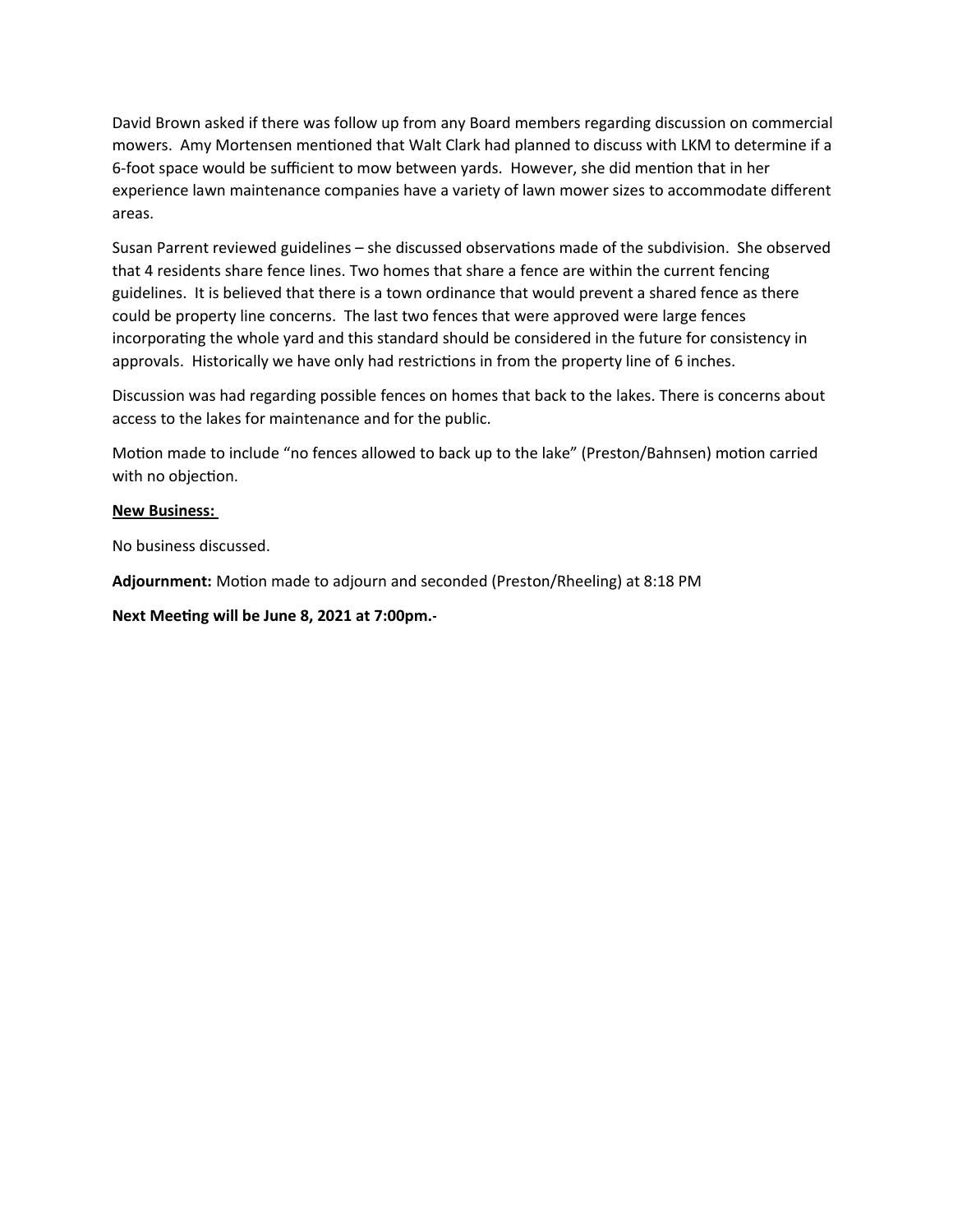David Brown asked if there was follow up from any Board members regarding discussion on commercial mowers. Amy Mortensen mentioned that Walt Clark had planned to discuss with LKM to determine if a 6-foot space would be sufficient to mow between yards. However, she did mention that in her experience lawn maintenance companies have a variety of lawn mower sizes to accommodate different areas.

Susan Parrent reviewed guidelines – she discussed observations made of the subdivision. She observed that 4 residents share fence lines. Two homes that share a fence are within the current fencing guidelines. It is believed that there is a town ordinance that would prevent a shared fence as there could be property line concerns. The last two fences that were approved were large fences incorporating the whole yard and this standard should be considered in the future for consistency in approvals. Historically we have only had restrictions in from the property line of 6 inches.

Discussion was had regarding possible fences on homes that back to the lakes. There is concerns about access to the lakes for maintenance and for the public.

Motion made to include "no fences allowed to back up to the lake" (Preston/Bahnsen) motion carried with no objection.

**<u>New Business:</u>**

No business discussed.

**Adjournment:** Motion made to adjourn and seconded (Preston/Rheeling) at 8:18 PM

**Next Meeting will be June 8, 2021 at 7:00pm.-**